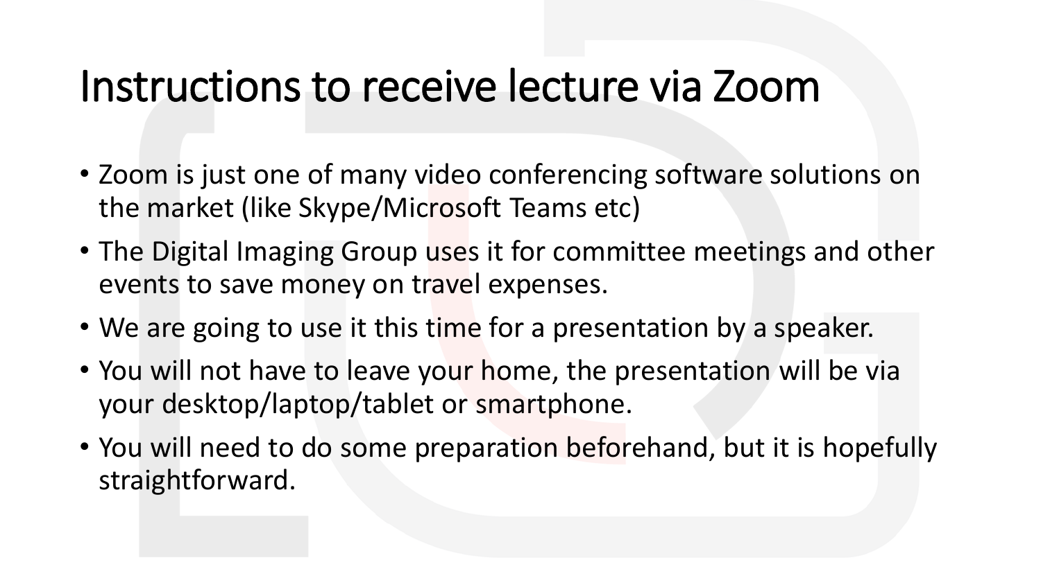# Instructions to receive lecture via Zoom

- Zoom is just one of many video conferencing software solutions on the market (like Skype/Microsoft Teams etc)
- The Digital Imaging Group uses it for committee meetings and other events to save money on travel expenses.
- We are going to use it this time for a presentation by a speaker.
- You will not have to leave your home, the presentation will be via your desktop/laptop/tablet or smartphone.
- You will need to do some preparation beforehand, but it is hopefully straightforward.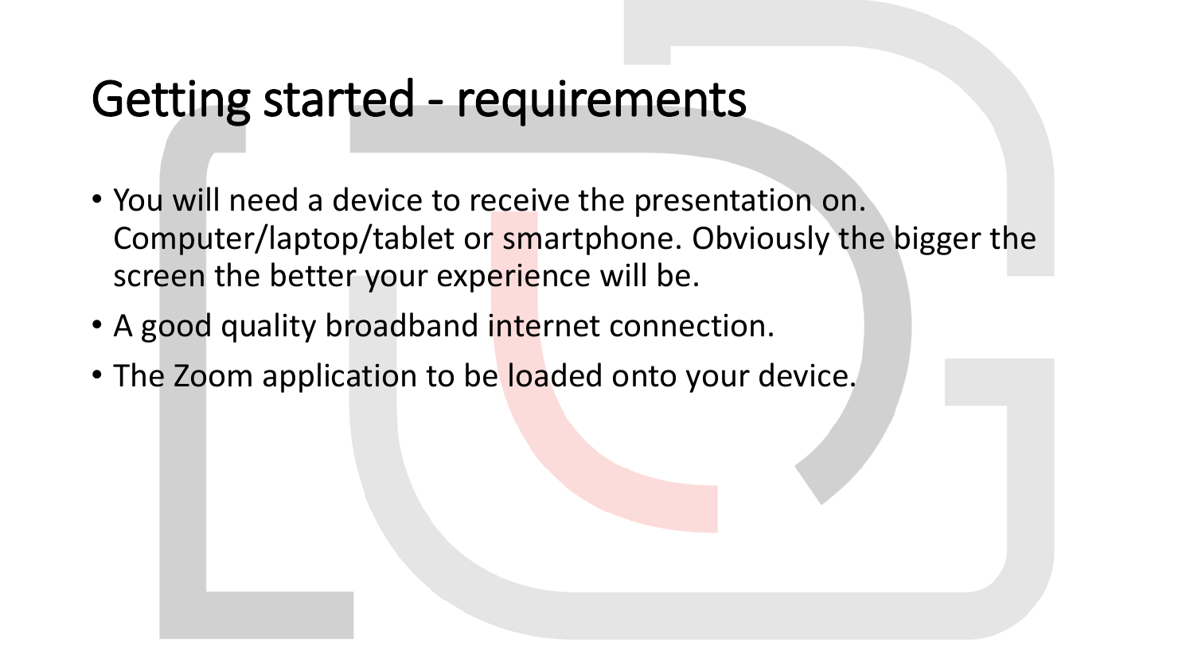# Getting started - requirements

- You will need a device to receive the presentation on. Computer/laptop/tablet or smartphone. Obviously the bigger the screen the better your experience will be.
- A good quality broadband internet connection.
- The Zoom application to be loaded onto your device.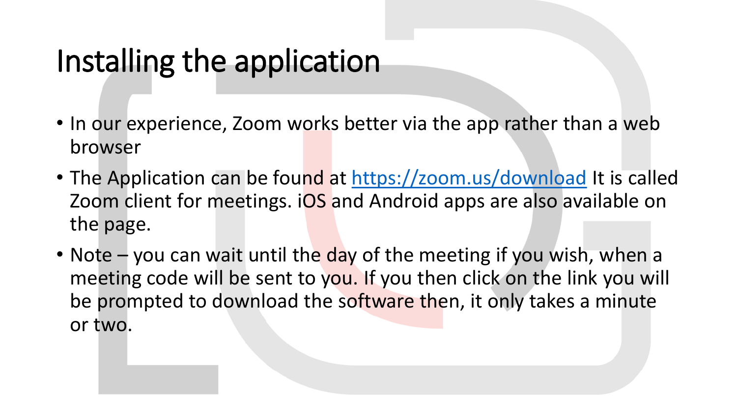# Installing the application

- In our experience, Zoom works better via the app rather than a web browser
- The Application can be found at [https://zoom.us/download](https://zoom.us/download) It is called Zoom client for meetings. iOS and Android apps are also available on the page.
- Note – you can wait until the day of the meeting if you wish, when a meeting code will be sent to you. If you then click on the link you will be prompted to download the software then, it only takes a minute or two.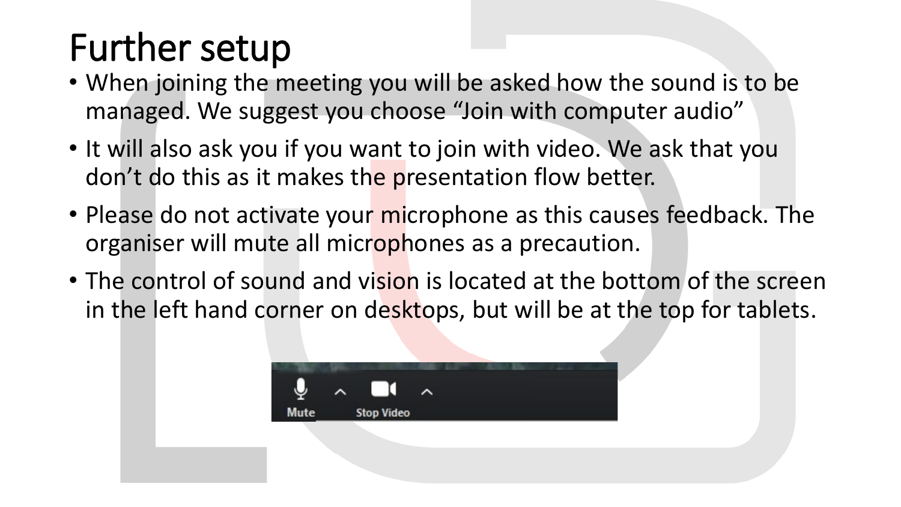# Further setup

- When joining the meeting you will be asked how the sound is to be managed. We suggest you choose "Join with computer audio"
- It will also ask you if you want to join with video. We ask that you don't do this as it makes the presentation flow better.
- Please do not activate your microphone as this causes feedback. The organiser will mute all microphones as a precaution.
- The control of sound and vision is located at the bottom of the screen in the left hand corner on desktops, but will be at the top for tablets.

Mute Stop Video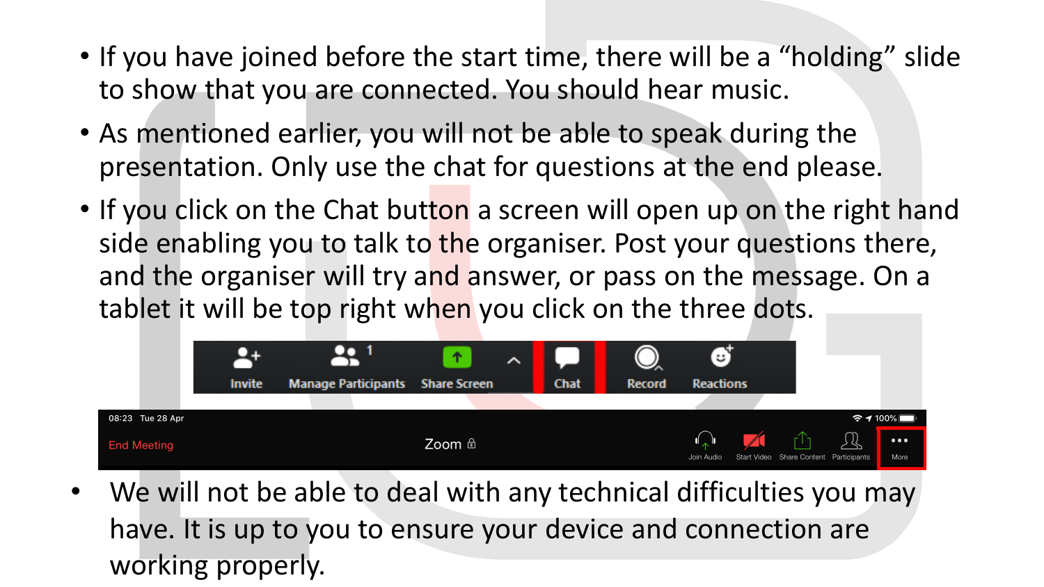- If you have joined before the start time, there will be a "holding" slide to show that you are connected. You should hear music.
- As mentioned earlier, you will not be able to speak during the presentation. Only use the chat for questions at the end please.
- If you click on the Chat button a screen will open up on the right hand side enabling you to talk to the organiser. Post your questions there, and the organiser will try and answer, or pass on the message. On a tablet it will be top right when you click on the three dots.

- We will not be able to deal with any technical difficulties you may have. It is up to you to ensure your device and connection are working properly.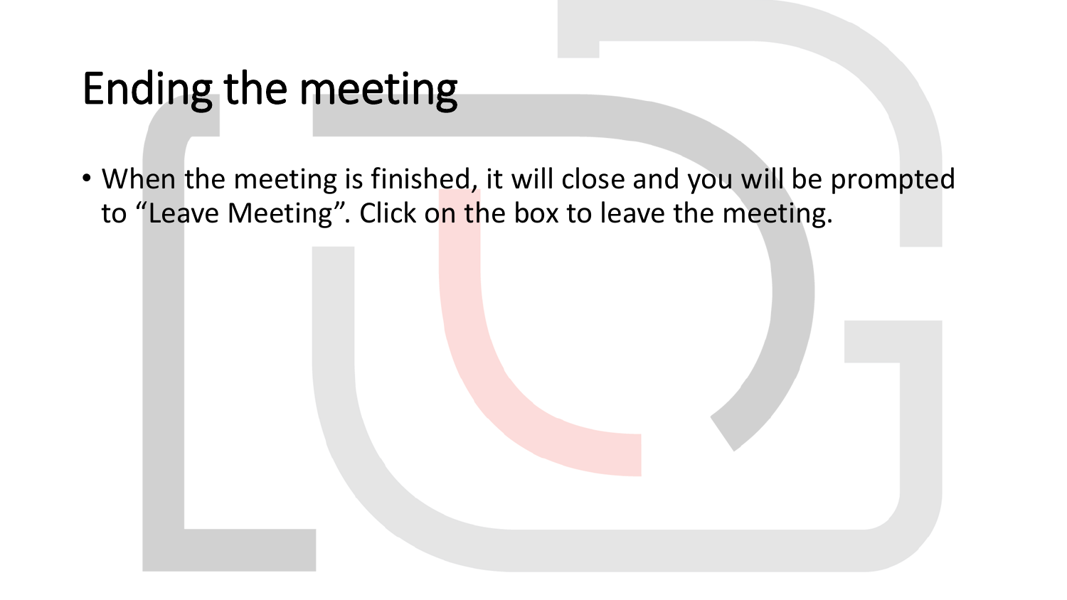# Ending the meeting

- When the meeting is finished, it will close and you will be prompted to “Leave Meeting”. Click on the box to leave the meeting.